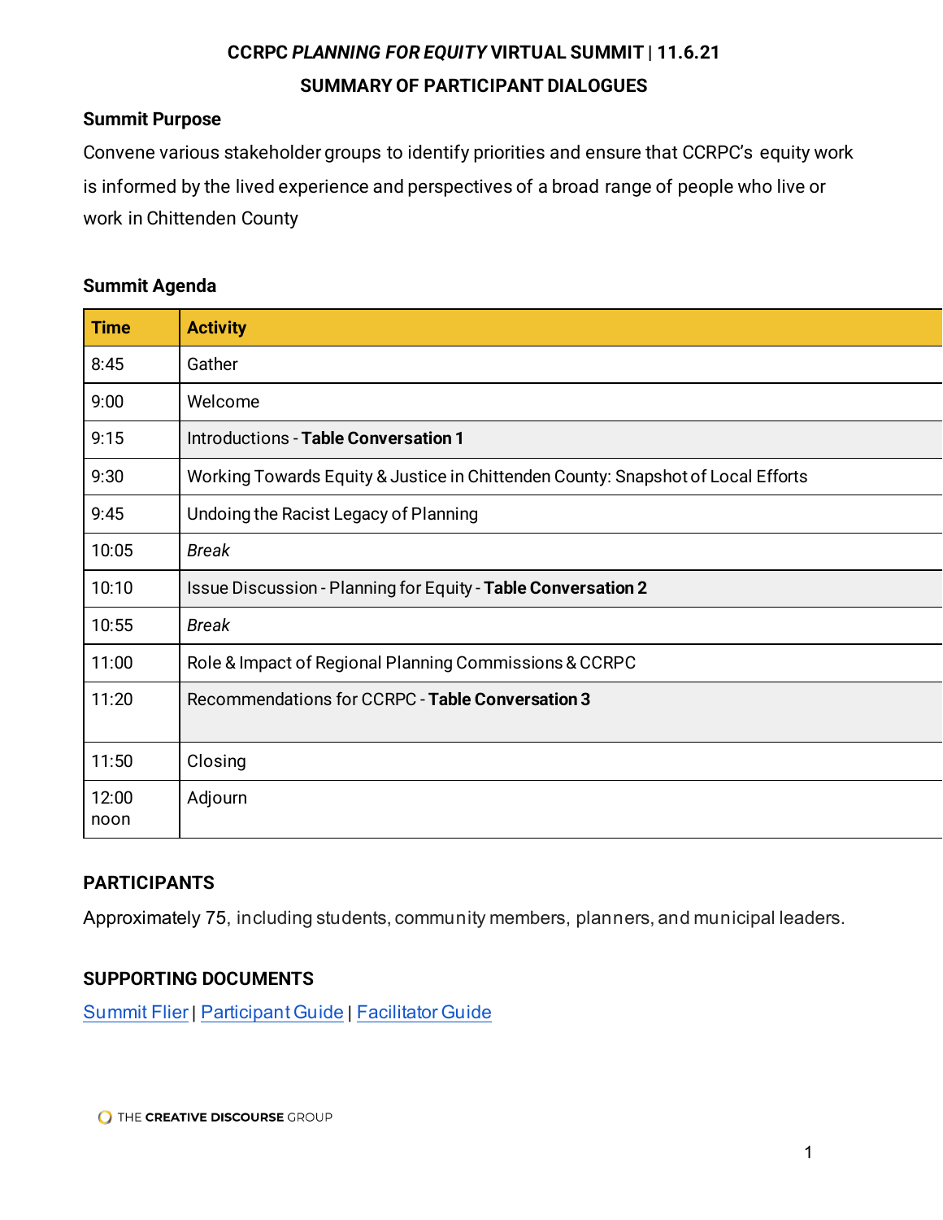# CCRPC *PLANNING FOR EQUITY* VIRTUAL SUMMIT | 11.6.21

## SUMMARY OF PARTICIPANT DIALOGUES

**Summit Purpose**

Convene various stakeholder groups to identify priorities and ensure that CCRPC's equity work is informed by the lived experience and perspectives of a broad range of people who live or work in Chittenden County

**Summit Agenda**

| Time | Activity |
| --- | --- |
| 8:45 | Gather |
| 9:00 | Welcome |
| 9:15 | Introductions - **Table Conversation 1** |
| 9:30 | Working Towards Equity & Justice in Chittenden County: Snapshot of Local Efforts |
| 9:45 | Undoing the Racist Legacy of Planning |
| 10:05 | *Break* |
| 10:10 | Issue Discussion - Planning for Equity - **Table Conversation 2** |
| 10:55 | *Break* |
| 11:00 | Role & Impact of Regional Planning Commissions & CCRPC |
| 11:20 | Recommendations for CCRPC - **Table Conversation 3** |
| 11:50 | Closing |
| 12:00 noon | Adjourn |

**PARTICIPANTS**

Approximately 75, including students, community members, planners, and municipal leaders.

**SUPPORTING DOCUMENTS**

Summit Flier | Participant Guide | Facilitator Guide

THE CREATIVE DISCOURSE GROUP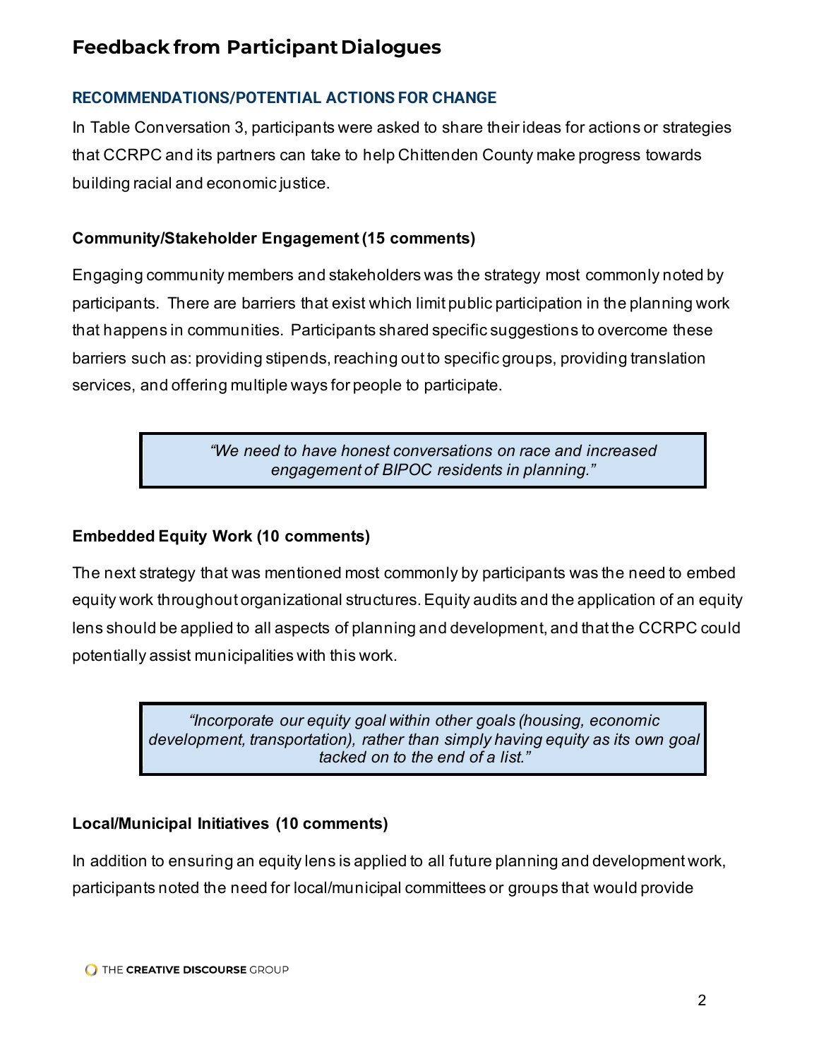# Feedback from Participant Dialogues

## RECOMMENDATIONS/POTENTIAL ACTIONS FOR CHANGE

In Table Conversation 3, participants were asked to share their ideas for actions or strategies that CCRPC and its partners can take to help Chittenden County make progress towards building racial and economic justice.

### Community/Stakeholder Engagement (15 comments)

Engaging community members and stakeholders was the strategy most commonly noted by participants. There are barriers that exist which limit public participation in the planning work that happens in communities. Participants shared specific suggestions to overcome these barriers such as: providing stipends, reaching out to specific groups, providing translation services, and offering multiple ways for people to participate.

> *"We need to have honest conversations on race and increased engagement of BIPOC residents in planning."*

### Embedded Equity Work (10 comments)

The next strategy that was mentioned most commonly by participants was the need to embed equity work throughout organizational structures. Equity audits and the application of an equity lens should be applied to all aspects of planning and development, and that the CCRPC could potentially assist municipalities with this work.

> *"Incorporate our equity goal within other goals (housing, economic development, transportation), rather than simply having equity as its own goal tacked on to the end of a list."*

### Local/Municipal Initiatives (10 comments)

In addition to ensuring an equity lens is applied to all future planning and development work, participants noted the need for local/municipal committees or groups that would provide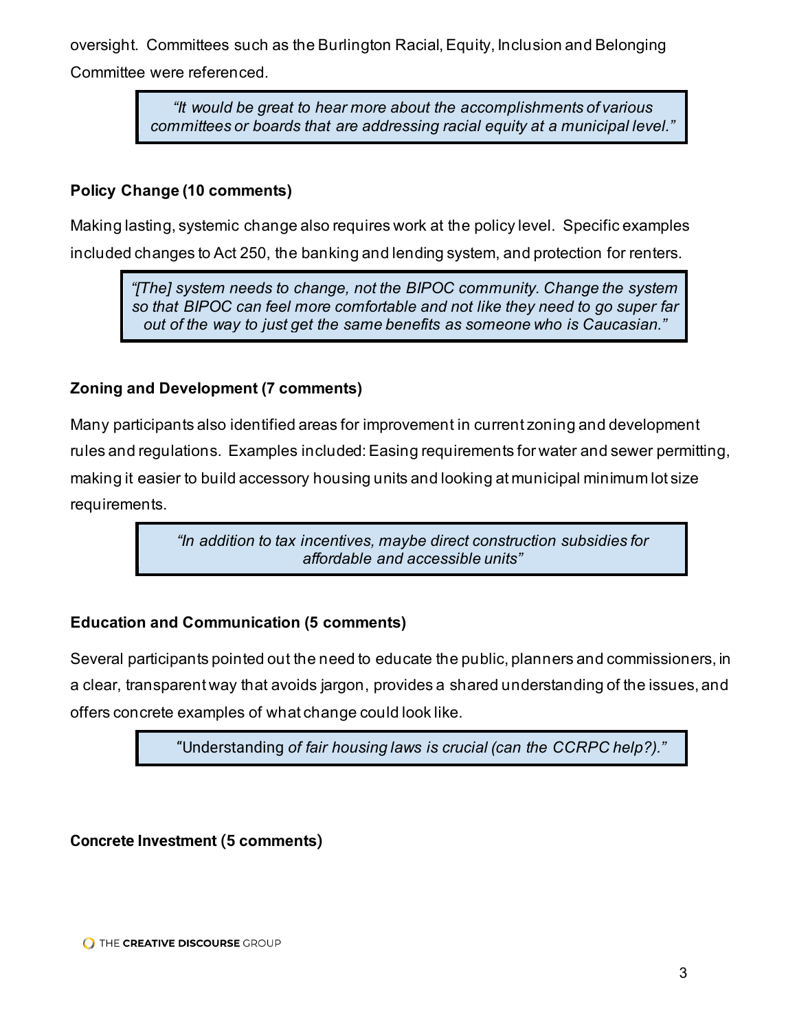oversight. Committees such as the Burlington Racial, Equity, Inclusion and Belonging Committee were referenced.

> *"It would be great to hear more about the accomplishments of various committees or boards that are addressing racial equity at a municipal level."*

**Policy Change (10 comments)**

Making lasting, systemic change also requires work at the policy level. Specific examples included changes to Act 250, the banking and lending system, and protection for renters.

> *"[The] system needs to change, not the BIPOC community. Change the system so that BIPOC can feel more comfortable and not like they need to go super far out of the way to just get the same benefits as someone who is Caucasian."*

**Zoning and Development (7 comments)**

Many participants also identified areas for improvement in current zoning and development rules and regulations. Examples included: Easing requirements for water and sewer permitting, making it easier to build accessory housing units and looking at municipal minimum lot size requirements.

> *"In addition to tax incentives, maybe direct construction subsidies for affordable and accessible units"*

**Education and Communication (5 comments)**

Several participants pointed out the need to educate the public, planners and commissioners, in a clear, transparent way that avoids jargon, provides a shared understanding of the issues, and offers concrete examples of what change could look like.

> "Understanding *of fair housing laws is crucial (can the CCRPC help?)."*

**Concrete Investment (5 comments)**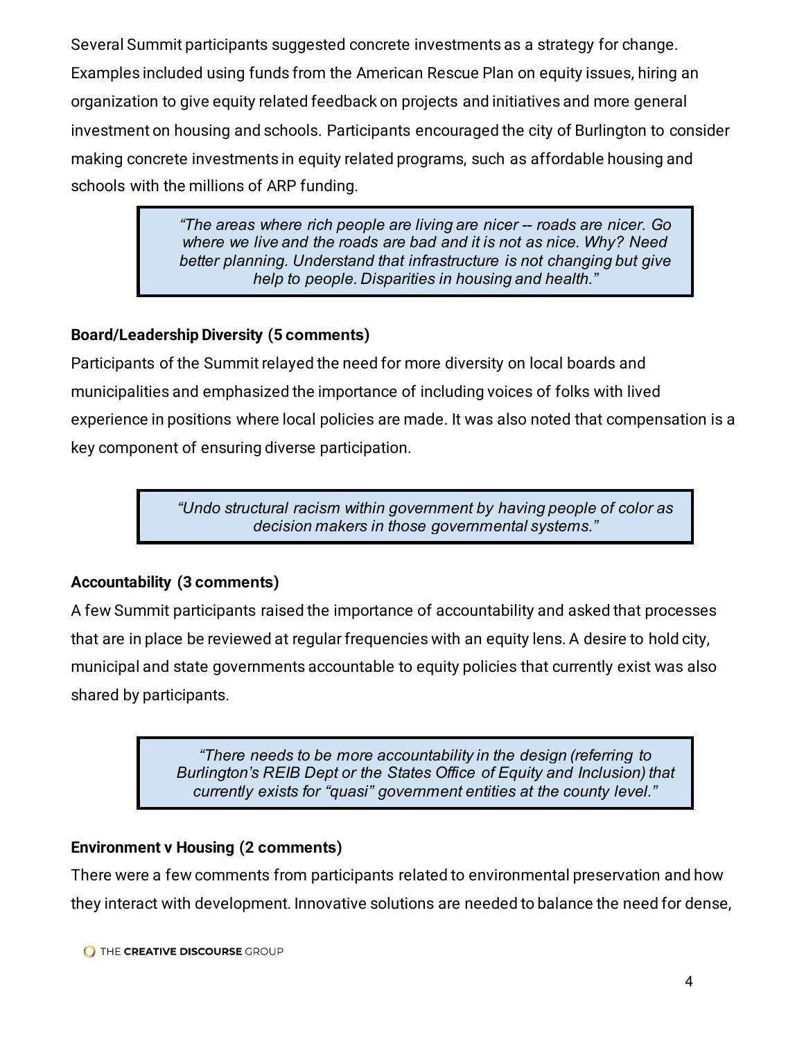Several Summit participants suggested concrete investments as a strategy for change. Examples included using funds from the American Rescue Plan on equity issues, hiring an organization to give equity related feedback on projects and initiatives and more general investment on housing and schools. Participants encouraged the city of Burlington to consider making concrete investments in equity related programs, such as affordable housing and schools with the millions of ARP funding.

> *"The areas where rich people are living are nicer -- roads are nicer. Go where we live and the roads are bad and it is not as nice. Why? Need better planning. Understand that infrastructure is not changing but give help to people. Disparities in housing and health."*

**Board/Leadership Diversity (5 comments)**

Participants of the Summit relayed the need for more diversity on local boards and municipalities and emphasized the importance of including voices of folks with lived experience in positions where local policies are made. It was also noted that compensation is a key component of ensuring diverse participation.

> *"Undo structural racism within government by having people of color as decision makers in those governmental systems."*

**Accountability (3 comments)**

A few Summit participants raised the importance of accountability and asked that processes that are in place be reviewed at regular frequencies with an equity lens. A desire to hold city, municipal and state governments accountable to equity policies that currently exist was also shared by participants.

> *"There needs to be more accountability in the design (referring to Burlington's REIB Dept or the States Office of Equity and Inclusion) that currently exists for "quasi" government entities at the county level."*

**Environment v Housing (2 comments)**

There were a few comments from participants related to environmental preservation and how they interact with development. Innovative solutions are needed to balance the need for dense,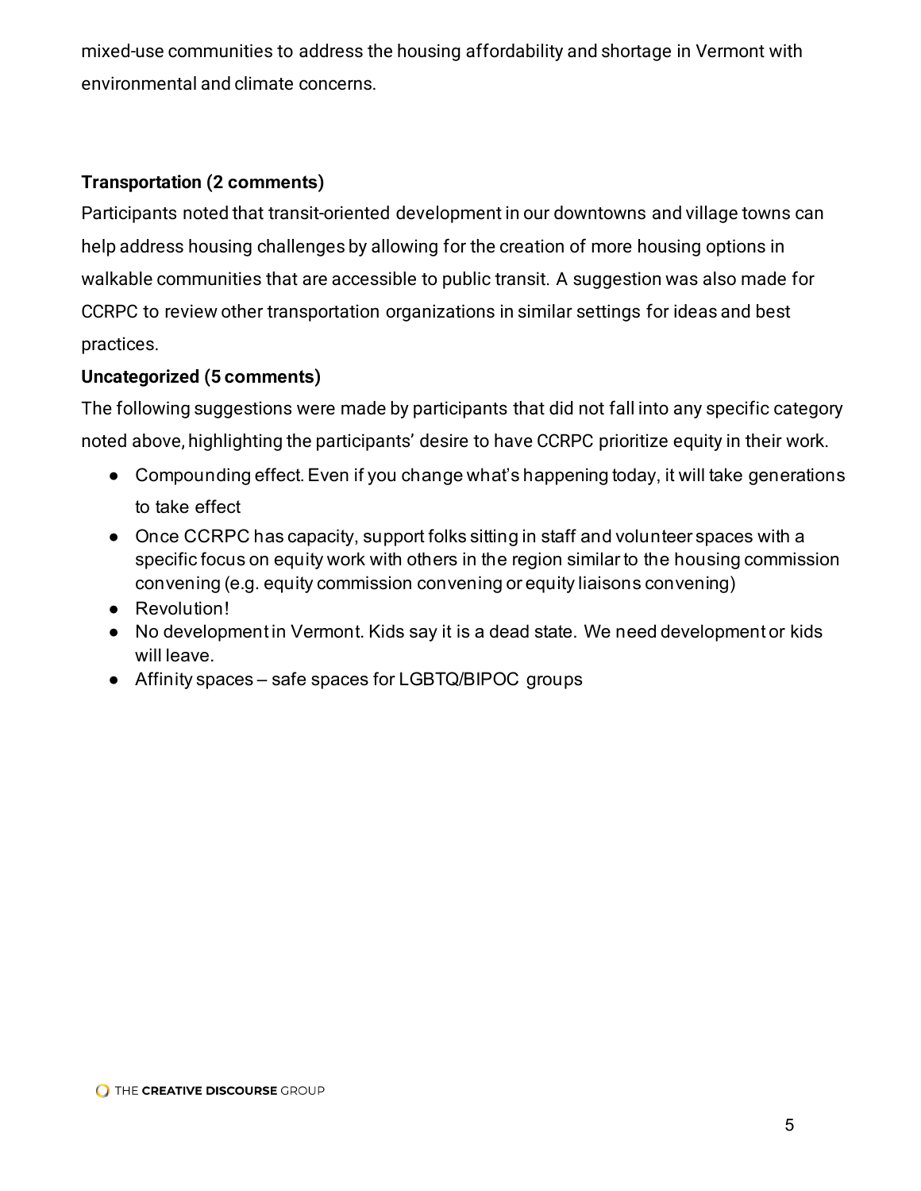mixed-use communities to address the housing affordability and shortage in Vermont with environmental and climate concerns.

**Transportation (2 comments)**

Participants noted that transit-oriented development in our downtowns and village towns can help address housing challenges by allowing for the creation of more housing options in walkable communities that are accessible to public transit. A suggestion was also made for CCRPC to review other transportation organizations in similar settings for ideas and best practices.

**Uncategorized (5 comments)**

The following suggestions were made by participants that did not fall into any specific category noted above, highlighting the participants' desire to have CCRPC prioritize equity in their work.

- Compounding effect. Even if you change what's happening today, it will take generations to take effect
- Once CCRPC has capacity, support folks sitting in staff and volunteer spaces with a specific focus on equity work with others in the region similar to the housing commission convening (e.g. equity commission convening or equity liaisons convening)
- Revolution!
- No development in Vermont. Kids say it is a dead state. We need development or kids will leave.
- Affinity spaces – safe spaces for LGBTQ/BIPOC groups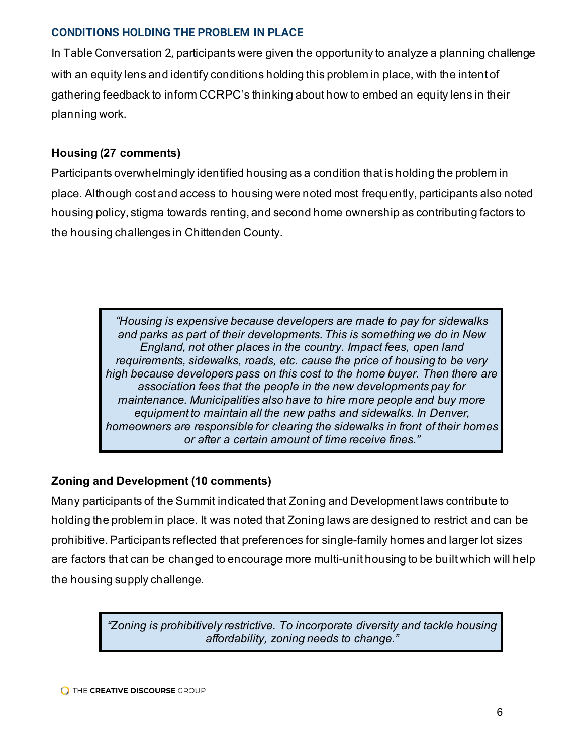## CONDITIONS HOLDING THE PROBLEM IN PLACE

In Table Conversation 2, participants were given the opportunity to analyze a planning challenge with an equity lens and identify conditions holding this problem in place, with the intent of gathering feedback to inform CCRPC's thinking about how to embed an equity lens in their planning work.

### Housing (27 comments)

Participants overwhelmingly identified housing as a condition that is holding the problem in place. Although cost and access to housing were noted most frequently, participants also noted housing policy, stigma towards renting, and second home ownership as contributing factors to the housing challenges in Chittenden County.

> *"Housing is expensive because developers are made to pay for sidewalks and parks as part of their developments. This is something we do in New England, not other places in the country. Impact fees, open land requirements, sidewalks, roads, etc. cause the price of housing to be very high because developers pass on this cost to the home buyer. Then there are association fees that the people in the new developments pay for maintenance. Municipalities also have to hire more people and buy more equipment to maintain all the new paths and sidewalks. In Denver, homeowners are responsible for clearing the sidewalks in front of their homes or after a certain amount of time receive fines."*

### Zoning and Development (10 comments)

Many participants of the Summit indicated that Zoning and Development laws contribute to holding the problem in place. It was noted that Zoning laws are designed to restrict and can be prohibitive. Participants reflected that preferences for single-family homes and larger lot sizes are factors that can be changed to encourage more multi-unit housing to be built which will help the housing supply challenge.

> *"Zoning is prohibitively restrictive. To incorporate diversity and tackle housing affordability, zoning needs to change."*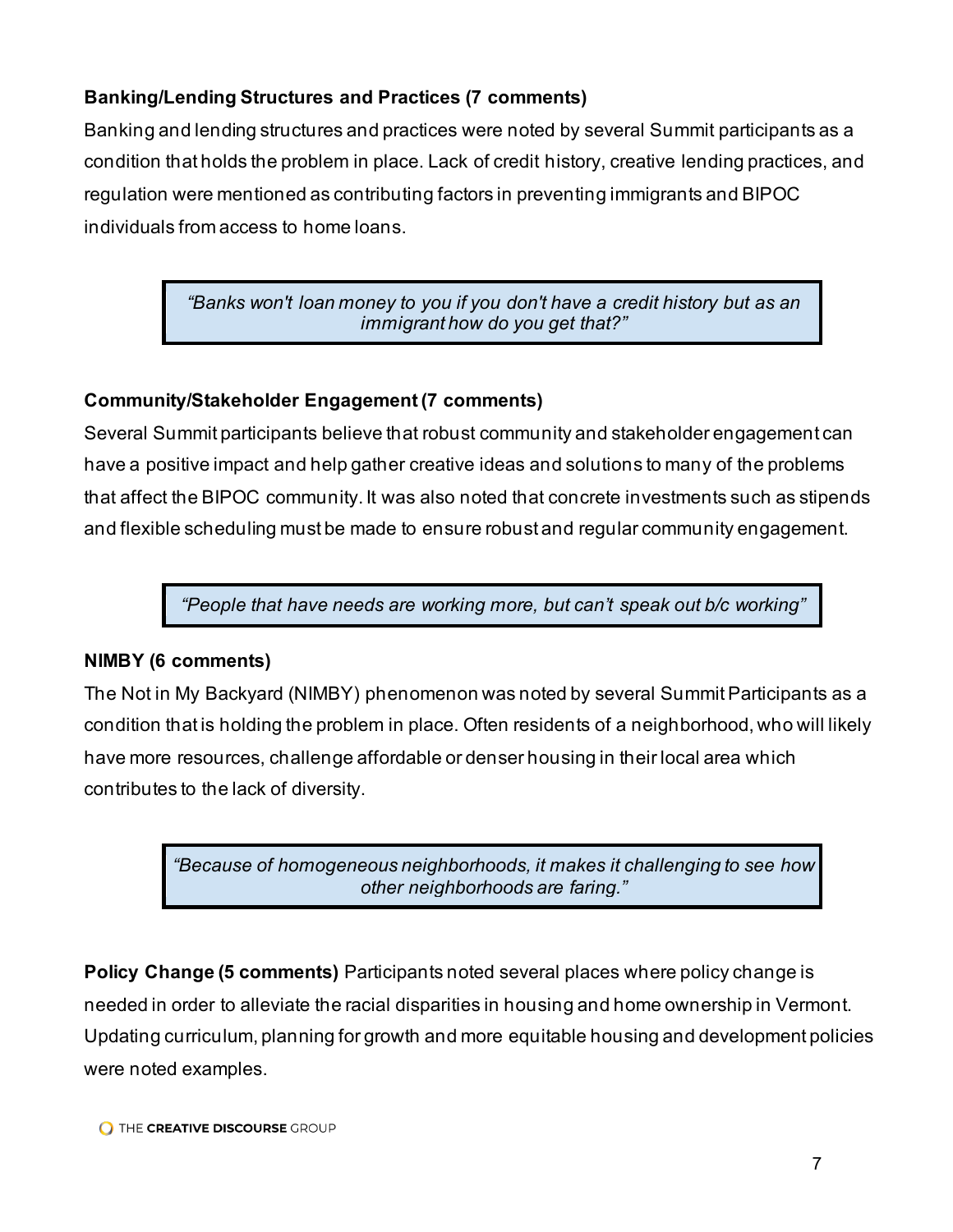**Banking/Lending Structures and Practices (7 comments)**

Banking and lending structures and practices were noted by several Summit participants as a condition that holds the problem in place. Lack of credit history, creative lending practices, and regulation were mentioned as contributing factors in preventing immigrants and BIPOC individuals from access to home loans.

> *"Banks won't loan money to you if you don't have a credit history but as an immigrant how do you get that?"*

**Community/Stakeholder Engagement (7 comments)**

Several Summit participants believe that robust community and stakeholder engagement can have a positive impact and help gather creative ideas and solutions to many of the problems that affect the BIPOC community. It was also noted that concrete investments such as stipends and flexible scheduling must be made to ensure robust and regular community engagement.

> *"People that have needs are working more, but can't speak out b/c working"*

**NIMBY (6 comments)**

The Not in My Backyard (NIMBY) phenomenon was noted by several Summit Participants as a condition that is holding the problem in place. Often residents of a neighborhood, who will likely have more resources, challenge affordable or denser housing in their local area which contributes to the lack of diversity.

> *"Because of homogeneous neighborhoods, it makes it challenging to see how other neighborhoods are faring."*

**Policy Change (5 comments)** Participants noted several places where policy change is needed in order to alleviate the racial disparities in housing and home ownership in Vermont. Updating curriculum, planning for growth and more equitable housing and development policies were noted examples.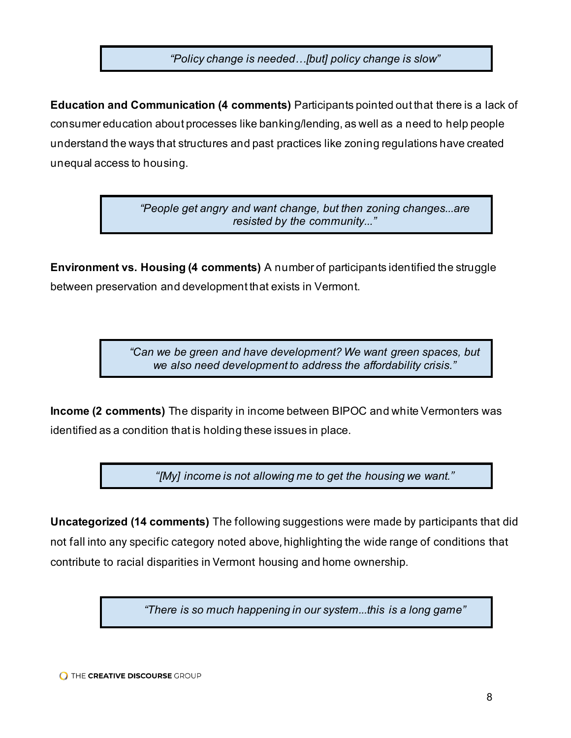> *"Policy change is needed…[but] policy change is slow"*

**Education and Communication (4 comments)** Participants pointed out that there is a lack of consumer education about processes like banking/lending, as well as a need to help people understand the ways that structures and past practices like zoning regulations have created unequal access to housing.

> *"People get angry and want change, but then zoning changes...are resisted by the community..."*

**Environment vs. Housing (4 comments)** A number of participants identified the struggle between preservation and development that exists in Vermont.

> *"Can we be green and have development? We want green spaces, but we also need development to address the affordability crisis."*

**Income (2 comments)** The disparity in income between BIPOC and white Vermonters was identified as a condition that is holding these issues in place.

> *"[My] income is not allowing me to get the housing we want."*

**Uncategorized (14 comments)** The following suggestions were made by participants that did not fall into any specific category noted above, highlighting the wide range of conditions that contribute to racial disparities in Vermont housing and home ownership.

> *"There is so much happening in our system...this is a long game"*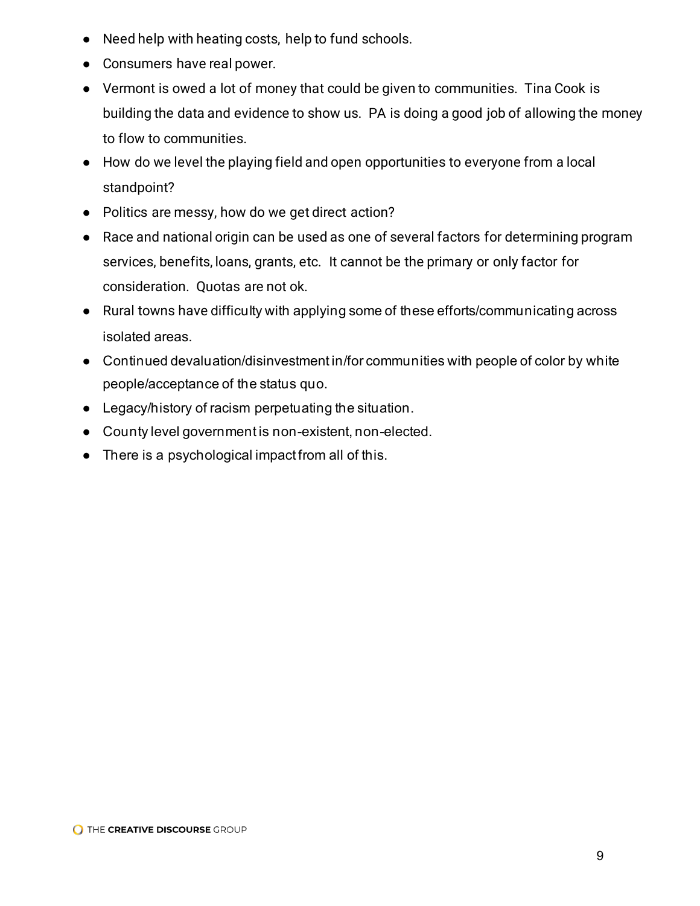- Need help with heating costs, help to fund schools.
- Consumers have real power.
- Vermont is owed a lot of money that could be given to communities. Tina Cook is building the data and evidence to show us. PA is doing a good job of allowing the money to flow to communities.
- How do we level the playing field and open opportunities to everyone from a local standpoint?
- Politics are messy, how do we get direct action?
- Race and national origin can be used as one of several factors for determining program services, benefits, loans, grants, etc. It cannot be the primary or only factor for consideration. Quotas are not ok.
- Rural towns have difficulty with applying some of these efforts/communicating across isolated areas.
- Continued devaluation/disinvestment in/for communities with people of color by white people/acceptance of the status quo.
- Legacy/history of racism perpetuating the situation.
- County level government is non-existent, non-elected.
- There is a psychological impact from all of this.